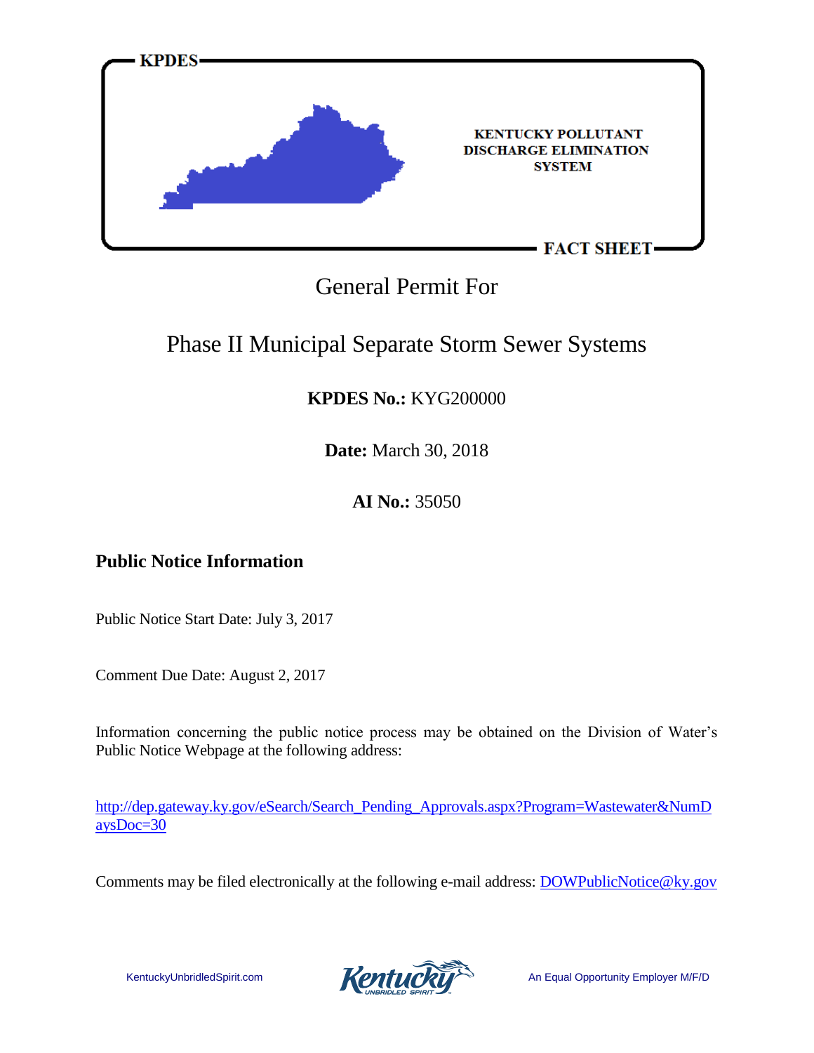**KPDES**

**KENTUCKY POLLUTANT DISCHARGE ELIMINATION SYSTEM**

**FACT SHEET**

# General Permit For

# Phase II Municipal Separate Storm Sewer Systems

**KPDES No.:** KYG200000

**Date:** March 30, 2018

**AI No.:** 35050

## Public Notice Information

Public Notice Start Date: July 3, 2017

Comment Due Date: August 2, 2017

Information concerning the public notice process may be obtained on the Division of Water's Public Notice Webpage at the following address:

http://dep.gateway.ky.gov/eSearch/Search_Pending_Approvals.aspx?Program=Wastewater&NumDaysDoc=30

Comments may be filed electronically at the following e-mail address: DOWPublicNotice@ky.gov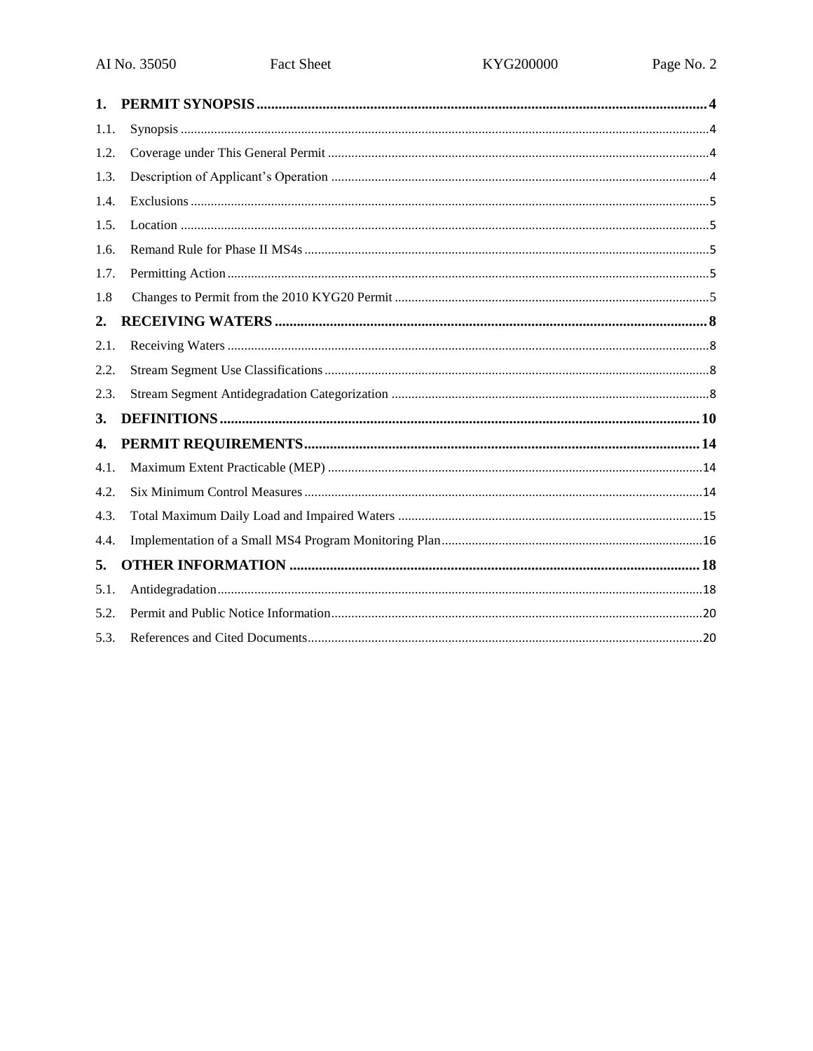| | | |
|---|---|---|
| **1.** | **PERMIT SYNOPSIS** | **4** |
| 1.1. | Synopsis | 4 |
| 1.2. | Coverage under This General Permit | 4 |
| 1.3. | Description of Applicant's Operation | 4 |
| 1.4. | Exclusions | 5 |
| 1.5. | Location | 5 |
| 1.6. | Remand Rule for Phase II MS4s | 5 |
| 1.7. | Permitting Action | 5 |
| 1.8 | Changes to Permit from the 2010 KYG20 Permit | 5 |
| **2.** | **RECEIVING WATERS** | **8** |
| 2.1. | Receiving Waters | 8 |
| 2.2. | Stream Segment Use Classifications | 8 |
| 2.3. | Stream Segment Antidegradation Categorization | 8 |
| **3.** | **DEFINITIONS** | **10** |
| **4.** | **PERMIT REQUIREMENTS** | **14** |
| 4.1. | Maximum Extent Practicable (MEP) | 14 |
| 4.2. | Six Minimum Control Measures | 14 |
| 4.3. | Total Maximum Daily Load and Impaired Waters | 15 |
| 4.4. | Implementation of a Small MS4 Program Monitoring Plan | 16 |
| **5.** | **OTHER INFORMATION** | **18** |
| 5.1. | Antidegradation | 18 |
| 5.2. | Permit and Public Notice Information | 20 |
| 5.3. | References and Cited Documents | 20 |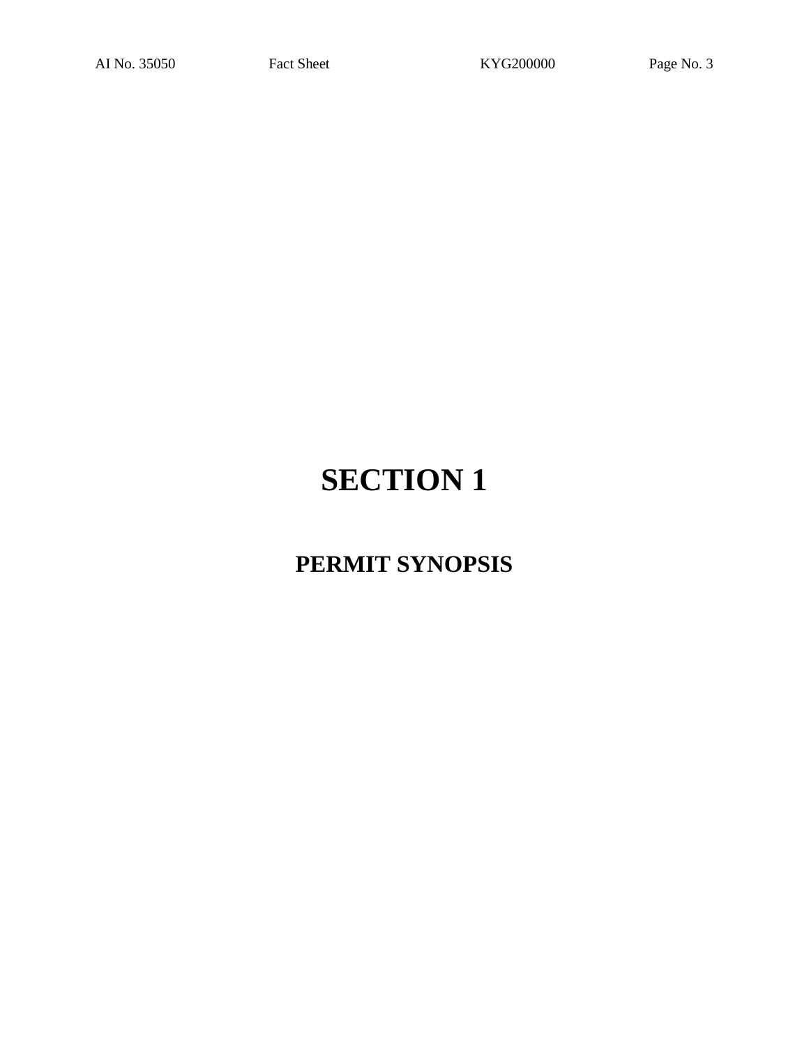# SECTION 1

## PERMIT SYNOPSIS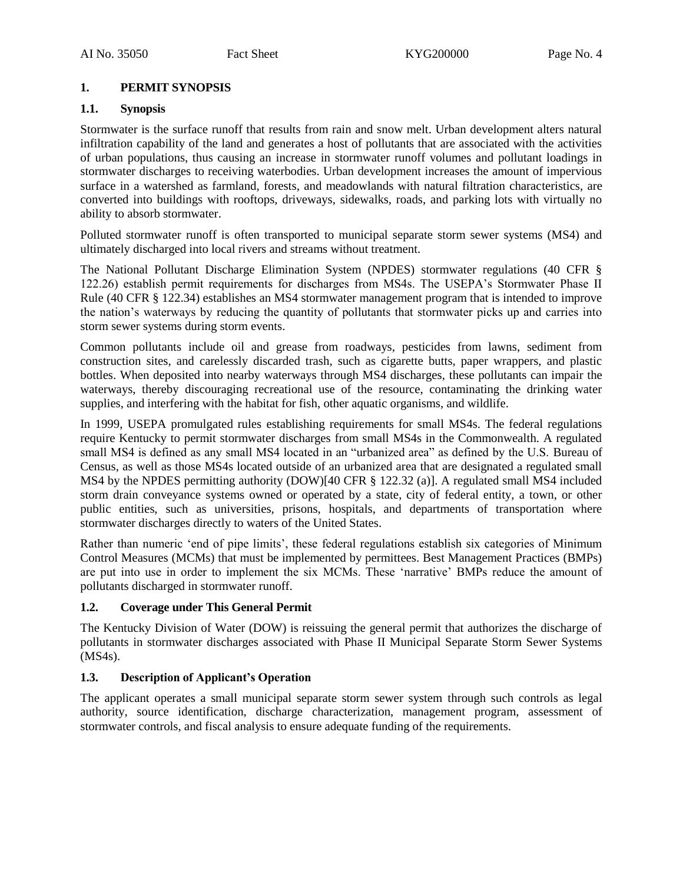## 1. PERMIT SYNOPSIS

### 1.1. Synopsis

Stormwater is the surface runoff that results from rain and snow melt. Urban development alters natural infiltration capability of the land and generates a host of pollutants that are associated with the activities of urban populations, thus causing an increase in stormwater runoff volumes and pollutant loadings in stormwater discharges to receiving waterbodies. Urban development increases the amount of impervious surface in a watershed as farmland, forests, and meadowlands with natural filtration characteristics, are converted into buildings with rooftops, driveways, sidewalks, roads, and parking lots with virtually no ability to absorb stormwater.

Polluted stormwater runoff is often transported to municipal separate storm sewer systems (MS4) and ultimately discharged into local rivers and streams without treatment.

The National Pollutant Discharge Elimination System (NPDES) stormwater regulations (40 CFR § 122.26) establish permit requirements for discharges from MS4s. The USEPA's Stormwater Phase II Rule (40 CFR § 122.34) establishes an MS4 stormwater management program that is intended to improve the nation's waterways by reducing the quantity of pollutants that stormwater picks up and carries into storm sewer systems during storm events.

Common pollutants include oil and grease from roadways, pesticides from lawns, sediment from construction sites, and carelessly discarded trash, such as cigarette butts, paper wrappers, and plastic bottles. When deposited into nearby waterways through MS4 discharges, these pollutants can impair the waterways, thereby discouraging recreational use of the resource, contaminating the drinking water supplies, and interfering with the habitat for fish, other aquatic organisms, and wildlife.

In 1999, USEPA promulgated rules establishing requirements for small MS4s. The federal regulations require Kentucky to permit stormwater discharges from small MS4s in the Commonwealth. A regulated small MS4 is defined as any small MS4 located in an "urbanized area" as defined by the U.S. Bureau of Census, as well as those MS4s located outside of an urbanized area that are designated a regulated small MS4 by the NPDES permitting authority (DOW)[40 CFR § 122.32 (a)]. A regulated small MS4 included storm drain conveyance systems owned or operated by a state, city of federal entity, a town, or other public entities, such as universities, prisons, hospitals, and departments of transportation where stormwater discharges directly to waters of the United States.

Rather than numeric 'end of pipe limits', these federal regulations establish six categories of Minimum Control Measures (MCMs) that must be implemented by permittees. Best Management Practices (BMPs) are put into use in order to implement the six MCMs. These 'narrative' BMPs reduce the amount of pollutants discharged in stormwater runoff.

### 1.2. Coverage under This General Permit

The Kentucky Division of Water (DOW) is reissuing the general permit that authorizes the discharge of pollutants in stormwater discharges associated with Phase II Municipal Separate Storm Sewer Systems (MS4s).

### 1.3. Description of Applicant's Operation

The applicant operates a small municipal separate storm sewer system through such controls as legal authority, source identification, discharge characterization, management program, assessment of stormwater controls, and fiscal analysis to ensure adequate funding of the requirements.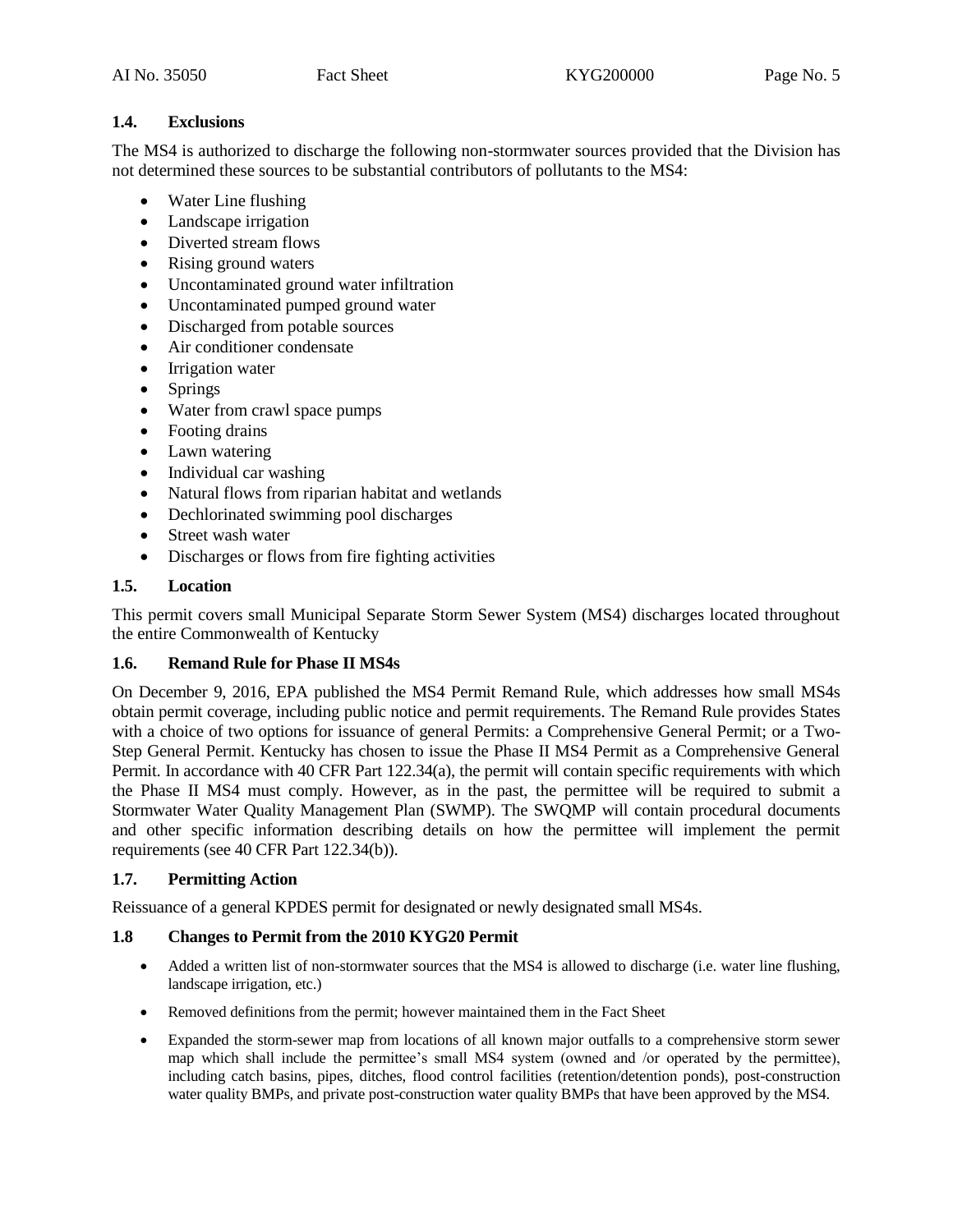### 1.4. Exclusions

The MS4 is authorized to discharge the following non-stormwater sources provided that the Division has not determined these sources to be substantial contributors of pollutants to the MS4:

- Water Line flushing
- Landscape irrigation
- Diverted stream flows
- Rising ground waters
- Uncontaminated ground water infiltration
- Uncontaminated pumped ground water
- Discharged from potable sources
- Air conditioner condensate
- Irrigation water
- Springs
- Water from crawl space pumps
- Footing drains
- Lawn watering
- Individual car washing
- Natural flows from riparian habitat and wetlands
- Dechlorinated swimming pool discharges
- Street wash water
- Discharges or flows from fire fighting activities

### 1.5. Location

This permit covers small Municipal Separate Storm Sewer System (MS4) discharges located throughout the entire Commonwealth of Kentucky

### 1.6. Remand Rule for Phase II MS4s

On December 9, 2016, EPA published the MS4 Permit Remand Rule, which addresses how small MS4s obtain permit coverage, including public notice and permit requirements. The Remand Rule provides States with a choice of two options for issuance of general Permits: a Comprehensive General Permit; or a Two-Step General Permit. Kentucky has chosen to issue the Phase II MS4 Permit as a Comprehensive General Permit. In accordance with 40 CFR Part 122.34(a), the permit will contain specific requirements with which the Phase II MS4 must comply. However, as in the past, the permittee will be required to submit a Stormwater Water Quality Management Plan (SWMP). The SWQMP will contain procedural documents and other specific information describing details on how the permittee will implement the permit requirements (see 40 CFR Part 122.34(b)).

### 1.7. Permitting Action

Reissuance of a general KPDES permit for designated or newly designated small MS4s.

### 1.8 Changes to Permit from the 2010 KYG20 Permit

- Added a written list of non-stormwater sources that the MS4 is allowed to discharge (i.e. water line flushing, landscape irrigation, etc.)
- Removed definitions from the permit; however maintained them in the Fact Sheet
- Expanded the storm-sewer map from locations of all known major outfalls to a comprehensive storm sewer map which shall include the permittee's small MS4 system (owned and /or operated by the permittee), including catch basins, pipes, ditches, flood control facilities (retention/detention ponds), post-construction water quality BMPs, and private post-construction water quality BMPs that have been approved by the MS4.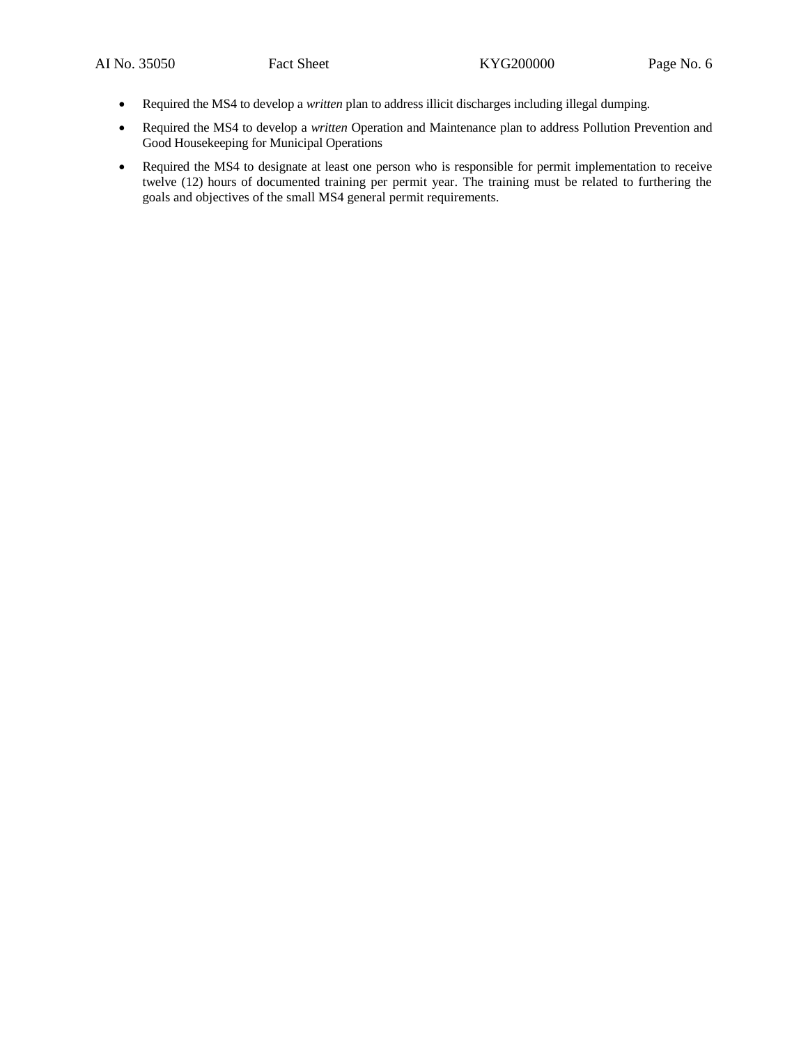- Required the MS4 to develop a *written* plan to address illicit discharges including illegal dumping.
- Required the MS4 to develop a *written* Operation and Maintenance plan to address Pollution Prevention and Good Housekeeping for Municipal Operations
- Required the MS4 to designate at least one person who is responsible for permit implementation to receive twelve (12) hours of documented training per permit year. The training must be related to furthering the goals and objectives of the small MS4 general permit requirements.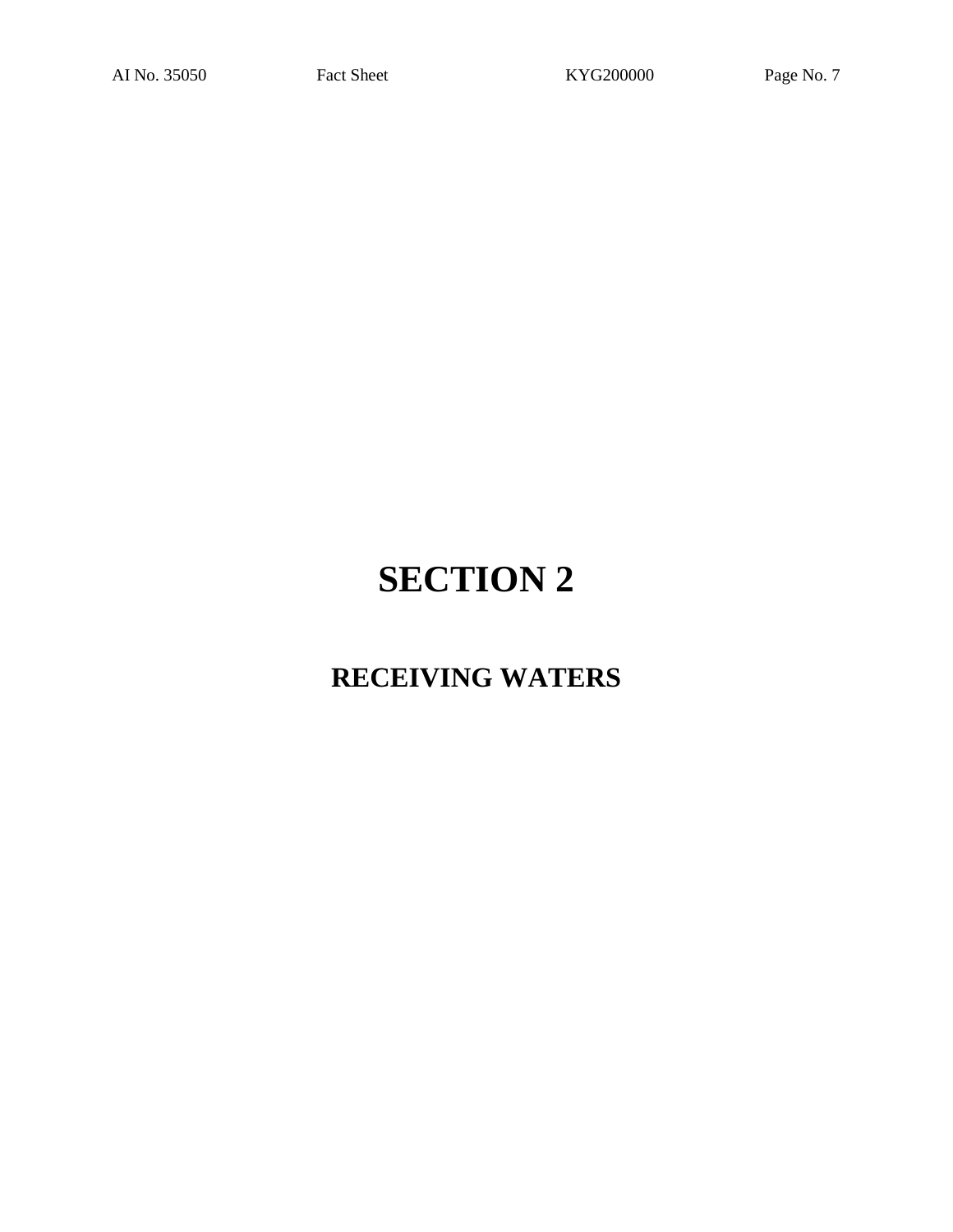# SECTION 2

## RECEIVING WATERS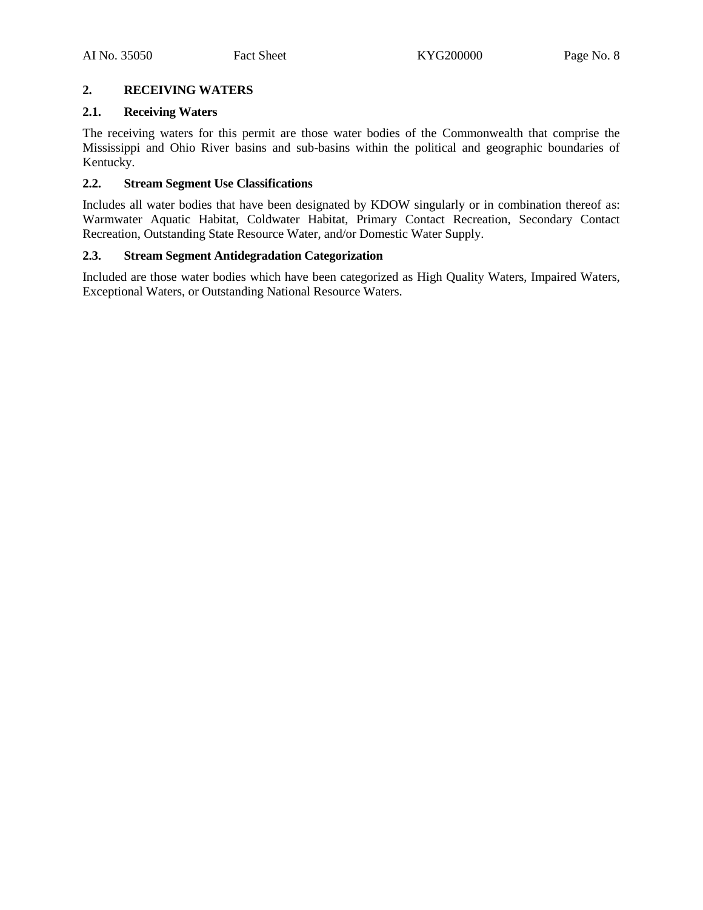## 2. RECEIVING WATERS

### 2.1. Receiving Waters

The receiving waters for this permit are those water bodies of the Commonwealth that comprise the Mississippi and Ohio River basins and sub-basins within the political and geographic boundaries of Kentucky.

### 2.2. Stream Segment Use Classifications

Includes all water bodies that have been designated by KDOW singularly or in combination thereof as: Warmwater Aquatic Habitat, Coldwater Habitat, Primary Contact Recreation, Secondary Contact Recreation, Outstanding State Resource Water, and/or Domestic Water Supply.

### 2.3. Stream Segment Antidegradation Categorization

Included are those water bodies which have been categorized as High Quality Waters, Impaired Waters, Exceptional Waters, or Outstanding National Resource Waters.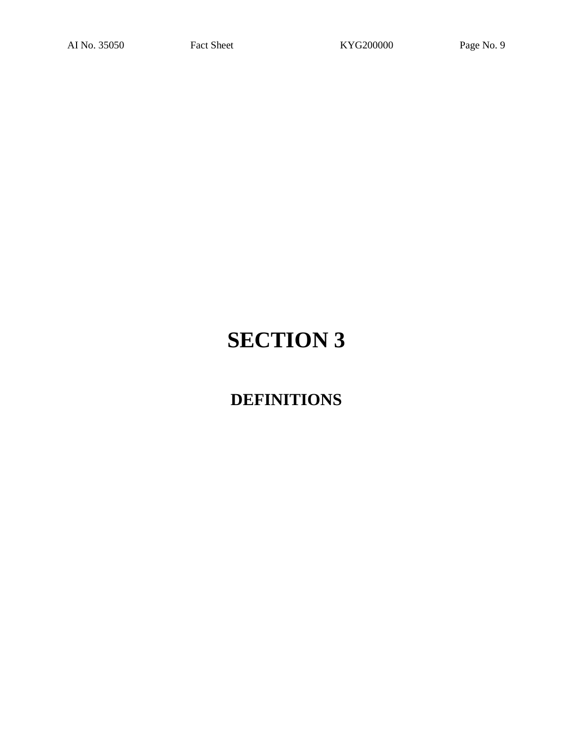# SECTION 3

## DEFINITIONS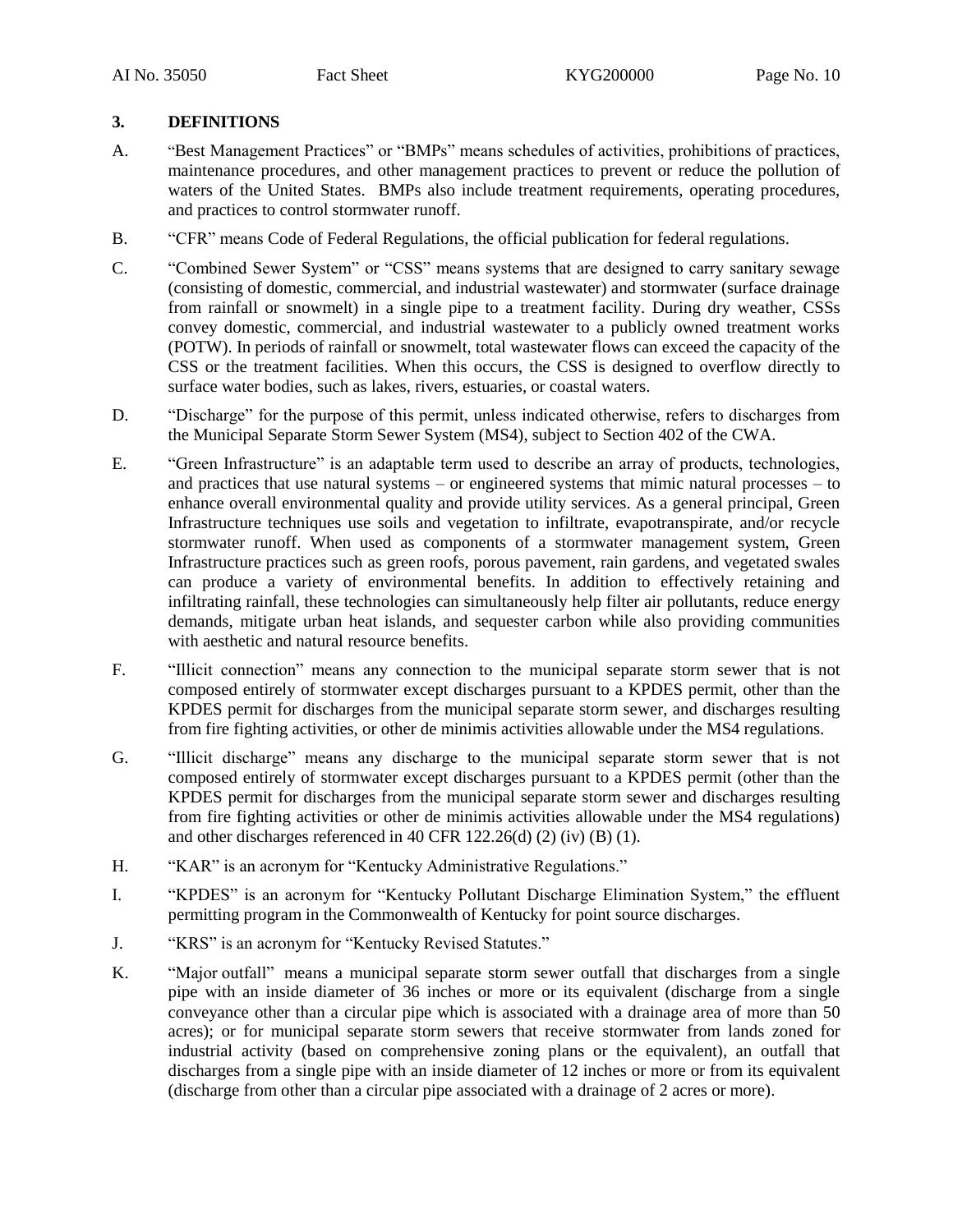## 3. DEFINITIONS

A. "Best Management Practices" or "BMPs" means schedules of activities, prohibitions of practices, maintenance procedures, and other management practices to prevent or reduce the pollution of waters of the United States. BMPs also include treatment requirements, operating procedures, and practices to control stormwater runoff.

B. "CFR" means Code of Federal Regulations, the official publication for federal regulations.

C. "Combined Sewer System" or "CSS" means systems that are designed to carry sanitary sewage (consisting of domestic, commercial, and industrial wastewater) and stormwater (surface drainage from rainfall or snowmelt) in a single pipe to a treatment facility. During dry weather, CSSs convey domestic, commercial, and industrial wastewater to a publicly owned treatment works (POTW). In periods of rainfall or snowmelt, total wastewater flows can exceed the capacity of the CSS or the treatment facilities. When this occurs, the CSS is designed to overflow directly to surface water bodies, such as lakes, rivers, estuaries, or coastal waters.

D. "Discharge" for the purpose of this permit, unless indicated otherwise, refers to discharges from the Municipal Separate Storm Sewer System (MS4), subject to Section 402 of the CWA.

E. "Green Infrastructure" is an adaptable term used to describe an array of products, technologies, and practices that use natural systems – or engineered systems that mimic natural processes – to enhance overall environmental quality and provide utility services. As a general principal, Green Infrastructure techniques use soils and vegetation to infiltrate, evapotranspirate, and/or recycle stormwater runoff. When used as components of a stormwater management system, Green Infrastructure practices such as green roofs, porous pavement, rain gardens, and vegetated swales can produce a variety of environmental benefits. In addition to effectively retaining and infiltrating rainfall, these technologies can simultaneously help filter air pollutants, reduce energy demands, mitigate urban heat islands, and sequester carbon while also providing communities with aesthetic and natural resource benefits.

F. "Illicit connection" means any connection to the municipal separate storm sewer that is not composed entirely of stormwater except discharges pursuant to a KPDES permit, other than the KPDES permit for discharges from the municipal separate storm sewer, and discharges resulting from fire fighting activities, or other de minimis activities allowable under the MS4 regulations.

G. "Illicit discharge" means any discharge to the municipal separate storm sewer that is not composed entirely of stormwater except discharges pursuant to a KPDES permit (other than the KPDES permit for discharges from the municipal separate storm sewer and discharges resulting from fire fighting activities or other de minimis activities allowable under the MS4 regulations) and other discharges referenced in 40 CFR 122.26(d) (2) (iv) (B) (1).

H. "KAR" is an acronym for "Kentucky Administrative Regulations."

I. "KPDES" is an acronym for "Kentucky Pollutant Discharge Elimination System," the effluent permitting program in the Commonwealth of Kentucky for point source discharges.

J. "KRS" is an acronym for "Kentucky Revised Statutes."

K. "Major outfall" means a municipal separate storm sewer outfall that discharges from a single pipe with an inside diameter of 36 inches or more or its equivalent (discharge from a single conveyance other than a circular pipe which is associated with a drainage area of more than 50 acres); or for municipal separate storm sewers that receive stormwater from lands zoned for industrial activity (based on comprehensive zoning plans or the equivalent), an outfall that discharges from a single pipe with an inside diameter of 12 inches or more or from its equivalent (discharge from other than a circular pipe associated with a drainage of 2 acres or more).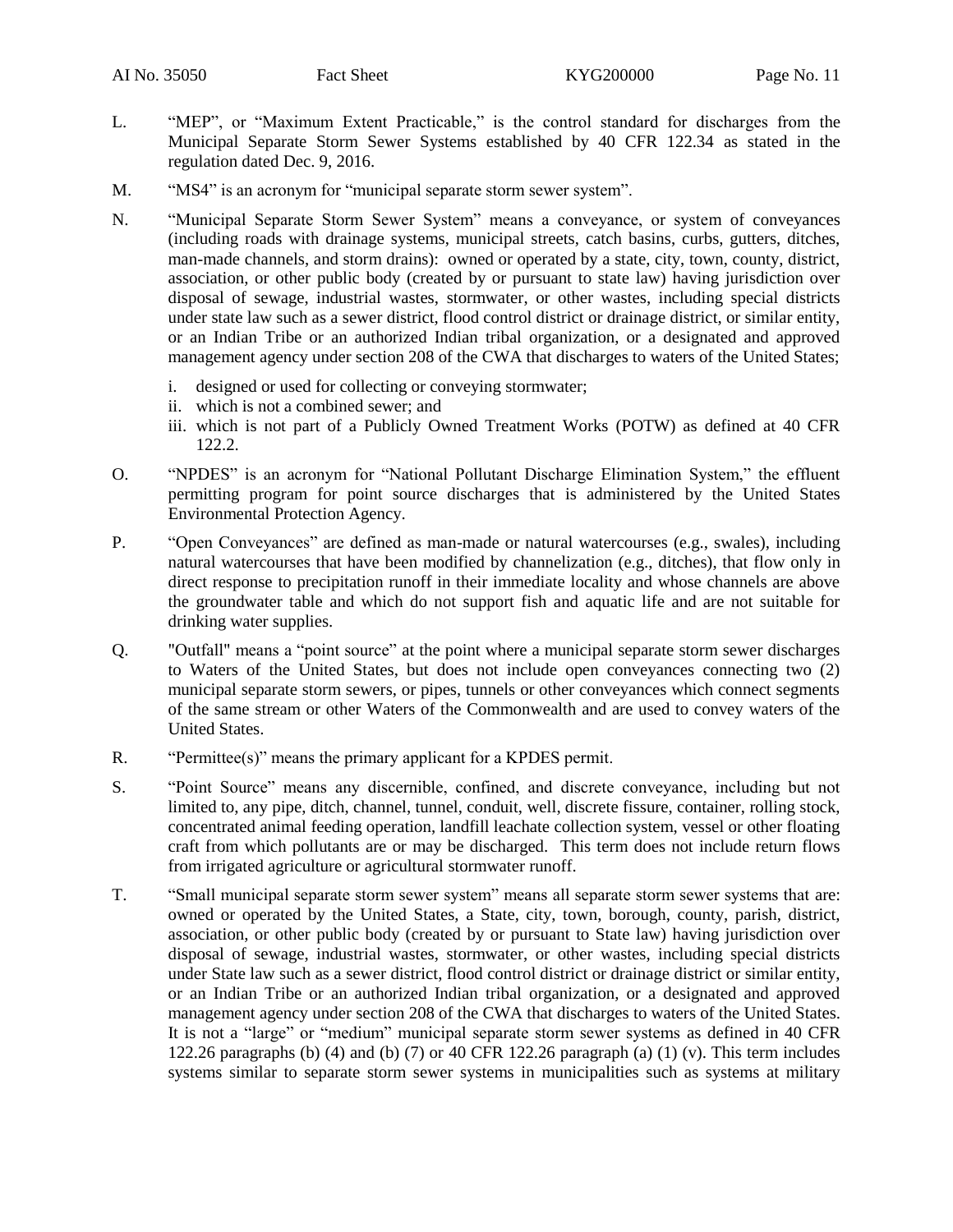L. "MEP", or "Maximum Extent Practicable," is the control standard for discharges from the Municipal Separate Storm Sewer Systems established by 40 CFR 122.34 as stated in the regulation dated Dec. 9, 2016.

M. "MS4" is an acronym for "municipal separate storm sewer system".

N. "Municipal Separate Storm Sewer System" means a conveyance, or system of conveyances (including roads with drainage systems, municipal streets, catch basins, curbs, gutters, ditches, man-made channels, and storm drains): owned or operated by a state, city, town, county, district, association, or other public body (created by or pursuant to state law) having jurisdiction over disposal of sewage, industrial wastes, stormwater, or other wastes, including special districts under state law such as a sewer district, flood control district or drainage district, or similar entity, or an Indian Tribe or an authorized Indian tribal organization, or a designated and approved management agency under section 208 of the CWA that discharges to waters of the United States;

   i. designed or used for collecting or conveying stormwater;
   ii. which is not a combined sewer; and
   iii. which is not part of a Publicly Owned Treatment Works (POTW) as defined at 40 CFR 122.2.

O. "NPDES" is an acronym for "National Pollutant Discharge Elimination System," the effluent permitting program for point source discharges that is administered by the United States Environmental Protection Agency.

P. "Open Conveyances" are defined as man-made or natural watercourses (e.g., swales), including natural watercourses that have been modified by channelization (e.g., ditches), that flow only in direct response to precipitation runoff in their immediate locality and whose channels are above the groundwater table and which do not support fish and aquatic life and are not suitable for drinking water supplies.

Q. "Outfall" means a "point source" at the point where a municipal separate storm sewer discharges to Waters of the United States, but does not include open conveyances connecting two (2) municipal separate storm sewers, or pipes, tunnels or other conveyances which connect segments of the same stream or other Waters of the Commonwealth and are used to convey waters of the United States.

R. "Permittee(s)" means the primary applicant for a KPDES permit.

S. "Point Source" means any discernible, confined, and discrete conveyance, including but not limited to, any pipe, ditch, channel, tunnel, conduit, well, discrete fissure, container, rolling stock, concentrated animal feeding operation, landfill leachate collection system, vessel or other floating craft from which pollutants are or may be discharged. This term does not include return flows from irrigated agriculture or agricultural stormwater runoff.

T. "Small municipal separate storm sewer system" means all separate storm sewer systems that are: owned or operated by the United States, a State, city, town, borough, county, parish, district, association, or other public body (created by or pursuant to State law) having jurisdiction over disposal of sewage, industrial wastes, stormwater, or other wastes, including special districts under State law such as a sewer district, flood control district or drainage district or similar entity, or an Indian Tribe or an authorized Indian tribal organization, or a designated and approved management agency under section 208 of the CWA that discharges to waters of the United States. It is not a "large" or "medium" municipal separate storm sewer systems as defined in 40 CFR 122.26 paragraphs (b) (4) and (b) (7) or 40 CFR 122.26 paragraph (a) (1) (v). This term includes systems similar to separate storm sewer systems in municipalities such as systems at military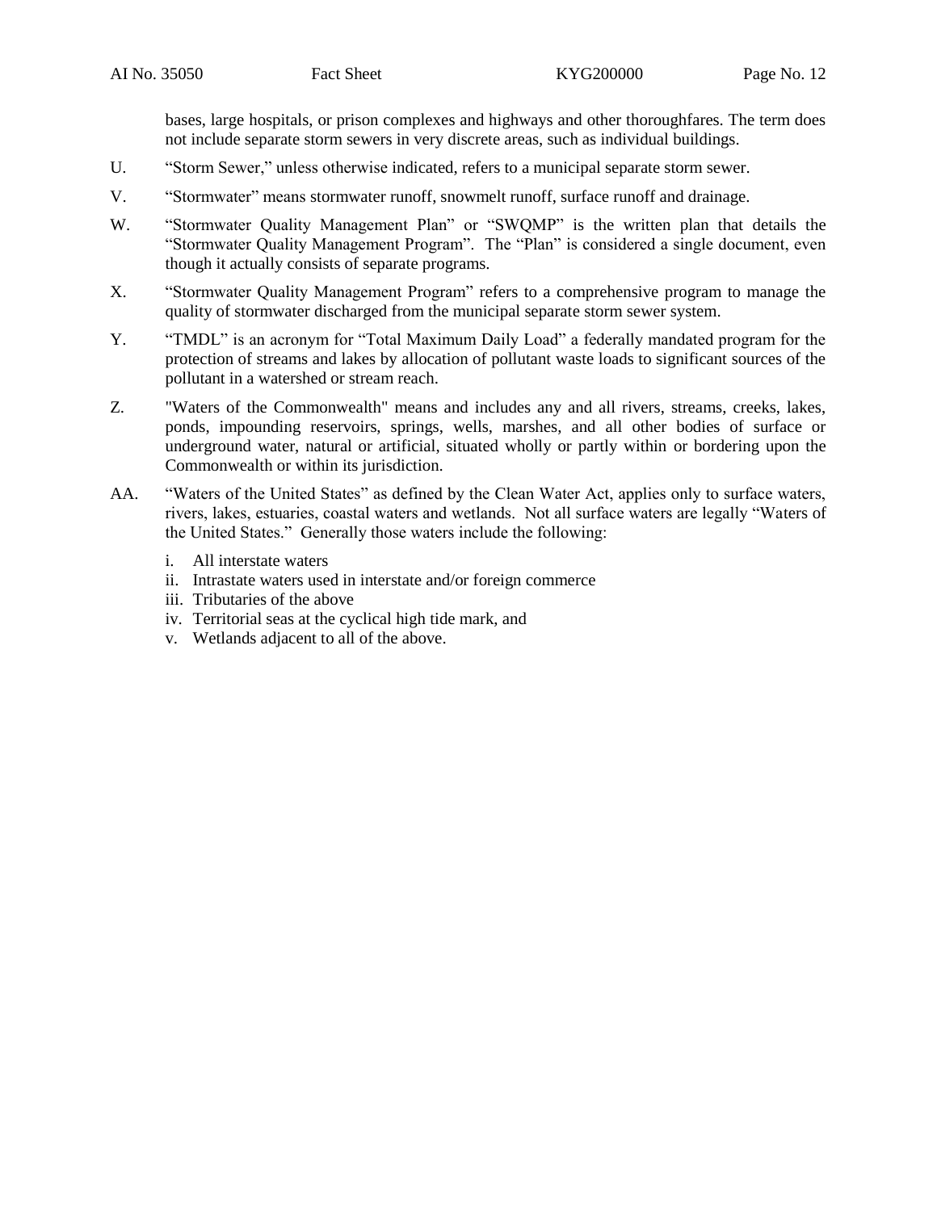bases, large hospitals, or prison complexes and highways and other thoroughfares. The term does not include separate storm sewers in very discrete areas, such as individual buildings.

U. "Storm Sewer," unless otherwise indicated, refers to a municipal separate storm sewer.

V. "Stormwater" means stormwater runoff, snowmelt runoff, surface runoff and drainage.

W. "Stormwater Quality Management Plan" or "SWQMP" is the written plan that details the "Stormwater Quality Management Program". The "Plan" is considered a single document, even though it actually consists of separate programs.

X. "Stormwater Quality Management Program" refers to a comprehensive program to manage the quality of stormwater discharged from the municipal separate storm sewer system.

Y. "TMDL" is an acronym for "Total Maximum Daily Load" a federally mandated program for the protection of streams and lakes by allocation of pollutant waste loads to significant sources of the pollutant in a watershed or stream reach.

Z. "Waters of the Commonwealth" means and includes any and all rivers, streams, creeks, lakes, ponds, impounding reservoirs, springs, wells, marshes, and all other bodies of surface or underground water, natural or artificial, situated wholly or partly within or bordering upon the Commonwealth or within its jurisdiction.

AA. "Waters of the United States" as defined by the Clean Water Act, applies only to surface waters, rivers, lakes, estuaries, coastal waters and wetlands. Not all surface waters are legally "Waters of the United States." Generally those waters include the following:

   i. All interstate waters
   ii. Intrastate waters used in interstate and/or foreign commerce
   iii. Tributaries of the above
   iv. Territorial seas at the cyclical high tide mark, and
   v. Wetlands adjacent to all of the above.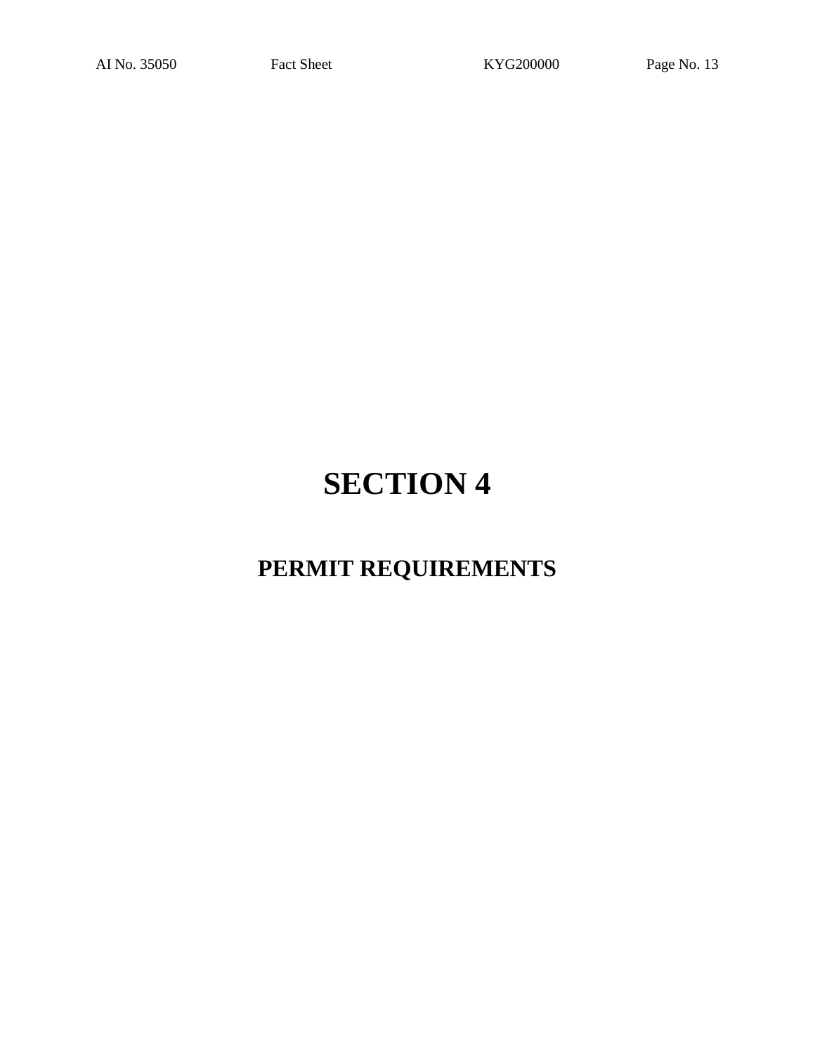# SECTION 4

## PERMIT REQUIREMENTS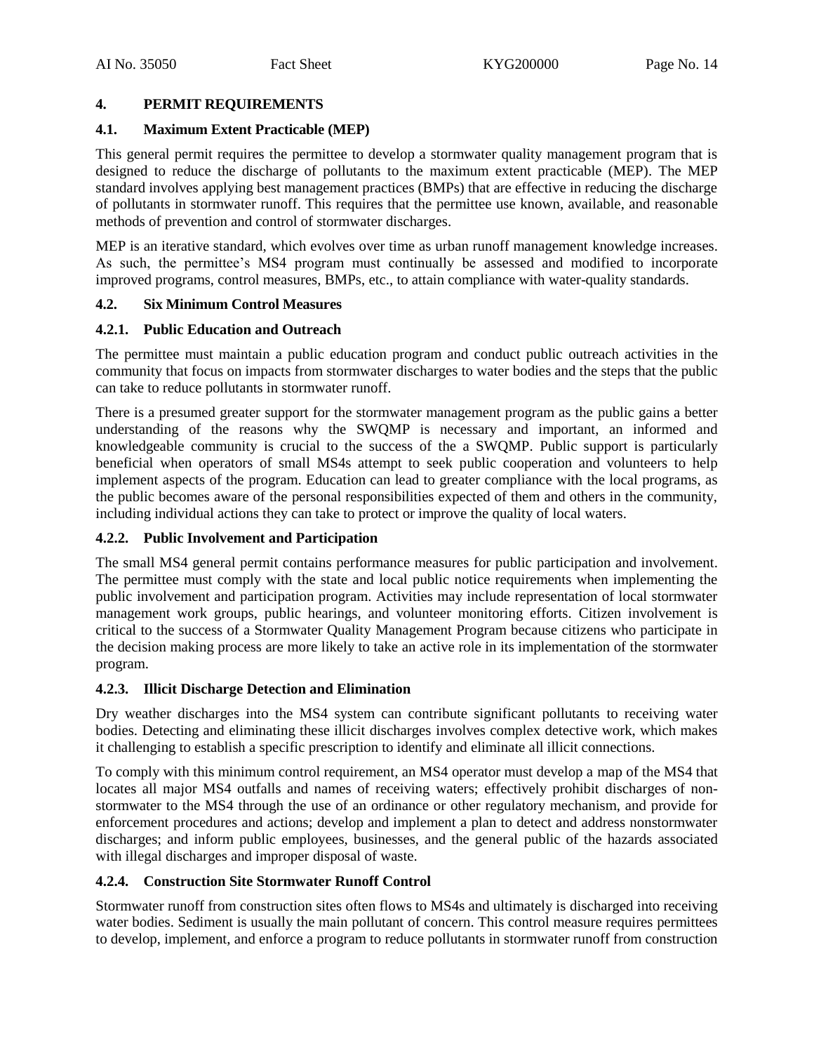## 4. PERMIT REQUIREMENTS

### 4.1. Maximum Extent Practicable (MEP)

This general permit requires the permittee to develop a stormwater quality management program that is designed to reduce the discharge of pollutants to the maximum extent practicable (MEP). The MEP standard involves applying best management practices (BMPs) that are effective in reducing the discharge of pollutants in stormwater runoff. This requires that the permittee use known, available, and reasonable methods of prevention and control of stormwater discharges.

MEP is an iterative standard, which evolves over time as urban runoff management knowledge increases. As such, the permittee's MS4 program must continually be assessed and modified to incorporate improved programs, control measures, BMPs, etc., to attain compliance with water-quality standards.

### 4.2. Six Minimum Control Measures

#### 4.2.1. Public Education and Outreach

The permittee must maintain a public education program and conduct public outreach activities in the community that focus on impacts from stormwater discharges to water bodies and the steps that the public can take to reduce pollutants in stormwater runoff.

There is a presumed greater support for the stormwater management program as the public gains a better understanding of the reasons why the SWQMP is necessary and important, an informed and knowledgeable community is crucial to the success of the a SWQMP. Public support is particularly beneficial when operators of small MS4s attempt to seek public cooperation and volunteers to help implement aspects of the program. Education can lead to greater compliance with the local programs, as the public becomes aware of the personal responsibilities expected of them and others in the community, including individual actions they can take to protect or improve the quality of local waters.

#### 4.2.2. Public Involvement and Participation

The small MS4 general permit contains performance measures for public participation and involvement. The permittee must comply with the state and local public notice requirements when implementing the public involvement and participation program. Activities may include representation of local stormwater management work groups, public hearings, and volunteer monitoring efforts. Citizen involvement is critical to the success of a Stormwater Quality Management Program because citizens who participate in the decision making process are more likely to take an active role in its implementation of the stormwater program.

#### 4.2.3. Illicit Discharge Detection and Elimination

Dry weather discharges into the MS4 system can contribute significant pollutants to receiving water bodies. Detecting and eliminating these illicit discharges involves complex detective work, which makes it challenging to establish a specific prescription to identify and eliminate all illicit connections.

To comply with this minimum control requirement, an MS4 operator must develop a map of the MS4 that locates all major MS4 outfalls and names of receiving waters; effectively prohibit discharges of non-stormwater to the MS4 through the use of an ordinance or other regulatory mechanism, and provide for enforcement procedures and actions; develop and implement a plan to detect and address nonstormwater discharges; and inform public employees, businesses, and the general public of the hazards associated with illegal discharges and improper disposal of waste.

#### 4.2.4. Construction Site Stormwater Runoff Control

Stormwater runoff from construction sites often flows to MS4s and ultimately is discharged into receiving water bodies. Sediment is usually the main pollutant of concern. This control measure requires permittees to develop, implement, and enforce a program to reduce pollutants in stormwater runoff from construction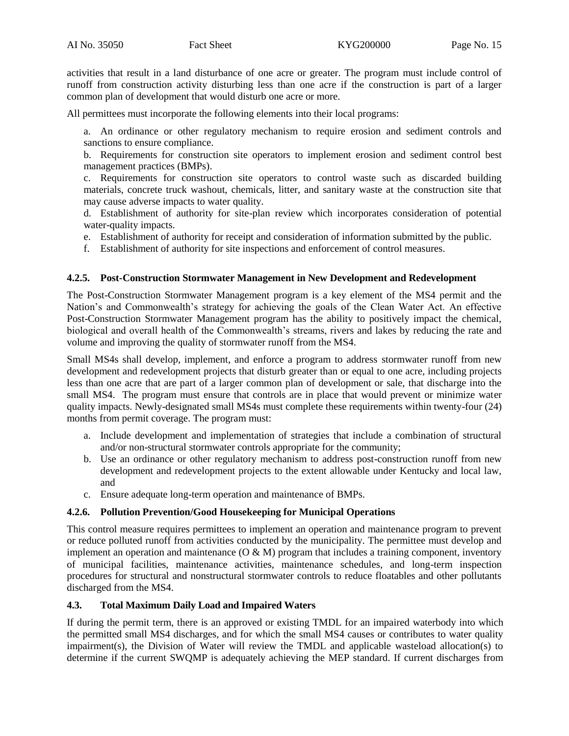activities that result in a land disturbance of one acre or greater. The program must include control of runoff from construction activity disturbing less than one acre if the construction is part of a larger common plan of development that would disturb one acre or more.

All permittees must incorporate the following elements into their local programs:

a. An ordinance or other regulatory mechanism to require erosion and sediment controls and sanctions to ensure compliance.

b. Requirements for construction site operators to implement erosion and sediment control best management practices (BMPs).

c. Requirements for construction site operators to control waste such as discarded building materials, concrete truck washout, chemicals, litter, and sanitary waste at the construction site that may cause adverse impacts to water quality.

d. Establishment of authority for site-plan review which incorporates consideration of potential water-quality impacts.

e. Establishment of authority for receipt and consideration of information submitted by the public.

f. Establishment of authority for site inspections and enforcement of control measures.

### 4.2.5. Post-Construction Stormwater Management in New Development and Redevelopment

The Post-Construction Stormwater Management program is a key element of the MS4 permit and the Nation's and Commonwealth's strategy for achieving the goals of the Clean Water Act. An effective Post-Construction Stormwater Management program has the ability to positively impact the chemical, biological and overall health of the Commonwealth's streams, rivers and lakes by reducing the rate and volume and improving the quality of stormwater runoff from the MS4.

Small MS4s shall develop, implement, and enforce a program to address stormwater runoff from new development and redevelopment projects that disturb greater than or equal to one acre, including projects less than one acre that are part of a larger common plan of development or sale, that discharge into the small MS4. The program must ensure that controls are in place that would prevent or minimize water quality impacts. Newly-designated small MS4s must complete these requirements within twenty-four (24) months from permit coverage. The program must:

a. Include development and implementation of strategies that include a combination of structural and/or non-structural stormwater controls appropriate for the community;
b. Use an ordinance or other regulatory mechanism to address post-construction runoff from new development and redevelopment projects to the extent allowable under Kentucky and local law, and
c. Ensure adequate long-term operation and maintenance of BMPs.

### 4.2.6. Pollution Prevention/Good Housekeeping for Municipal Operations

This control measure requires permittees to implement an operation and maintenance program to prevent or reduce polluted runoff from activities conducted by the municipality. The permittee must develop and implement an operation and maintenance (O & M) program that includes a training component, inventory of municipal facilities, maintenance activities, maintenance schedules, and long-term inspection procedures for structural and nonstructural stormwater controls to reduce floatables and other pollutants discharged from the MS4.

## 4.3. Total Maximum Daily Load and Impaired Waters

If during the permit term, there is an approved or existing TMDL for an impaired waterbody into which the permitted small MS4 discharges, and for which the small MS4 causes or contributes to water quality impairment(s), the Division of Water will review the TMDL and applicable wasteload allocation(s) to determine if the current SWQMP is adequately achieving the MEP standard. If current discharges from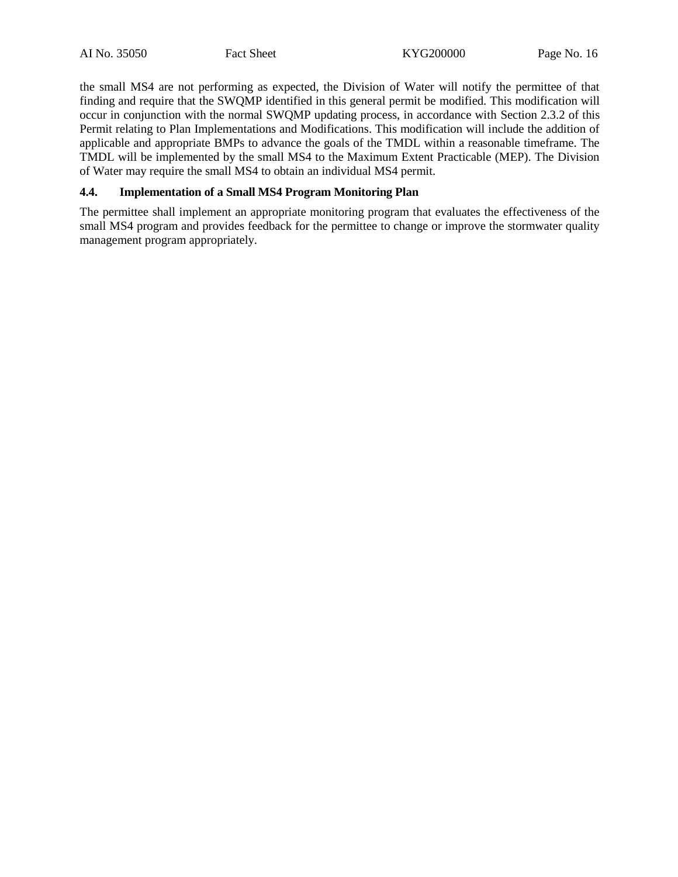the small MS4 are not performing as expected, the Division of Water will notify the permittee of that finding and require that the SWQMP identified in this general permit be modified. This modification will occur in conjunction with the normal SWQMP updating process, in accordance with Section 2.3.2 of this Permit relating to Plan Implementations and Modifications. This modification will include the addition of applicable and appropriate BMPs to advance the goals of the TMDL within a reasonable timeframe. The TMDL will be implemented by the small MS4 to the Maximum Extent Practicable (MEP). The Division of Water may require the small MS4 to obtain an individual MS4 permit.

### 4.4. Implementation of a Small MS4 Program Monitoring Plan

The permittee shall implement an appropriate monitoring program that evaluates the effectiveness of the small MS4 program and provides feedback for the permittee to change or improve the stormwater quality management program appropriately.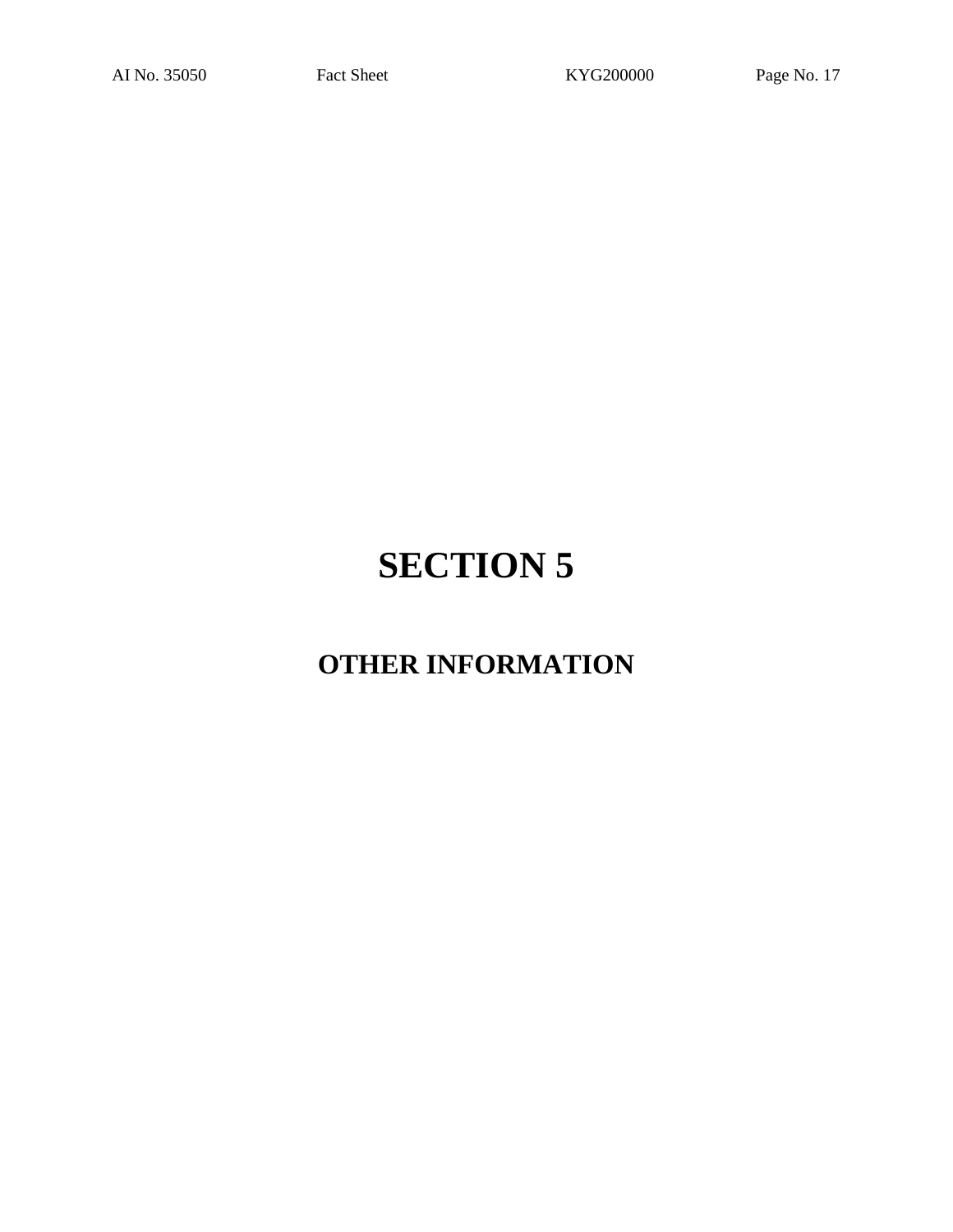# SECTION 5

## OTHER INFORMATION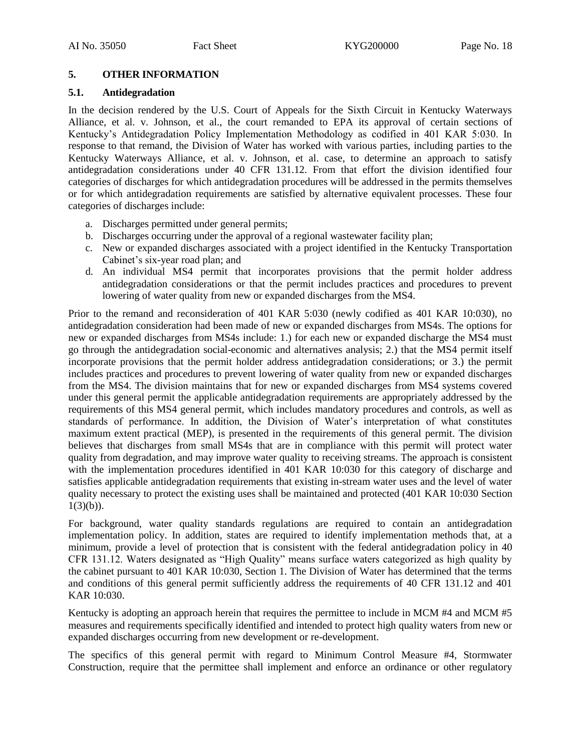## 5. OTHER INFORMATION

### 5.1. Antidegradation

In the decision rendered by the U.S. Court of Appeals for the Sixth Circuit in Kentucky Waterways Alliance, et al. v. Johnson, et al., the court remanded to EPA its approval of certain sections of Kentucky's Antidegradation Policy Implementation Methodology as codified in 401 KAR 5:030. In response to that remand, the Division of Water has worked with various parties, including parties to the Kentucky Waterways Alliance, et al. v. Johnson, et al. case, to determine an approach to satisfy antidegradation considerations under 40 CFR 131.12. From that effort the division identified four categories of discharges for which antidegradation procedures will be addressed in the permits themselves or for which antidegradation requirements are satisfied by alternative equivalent processes. These four categories of discharges include:

a. Discharges permitted under general permits;
b. Discharges occurring under the approval of a regional wastewater facility plan;
c. New or expanded discharges associated with a project identified in the Kentucky Transportation Cabinet's six-year road plan; and
d. An individual MS4 permit that incorporates provisions that the permit holder address antidegradation considerations or that the permit includes practices and procedures to prevent lowering of water quality from new or expanded discharges from the MS4.

Prior to the remand and reconsideration of 401 KAR 5:030 (newly codified as 401 KAR 10:030), no antidegradation consideration had been made of new or expanded discharges from MS4s. The options for new or expanded discharges from MS4s include: 1.) for each new or expanded discharge the MS4 must go through the antidegradation social-economic and alternatives analysis; 2.) that the MS4 permit itself incorporate provisions that the permit holder address antidegradation considerations; or 3.) the permit includes practices and procedures to prevent lowering of water quality from new or expanded discharges from the MS4. The division maintains that for new or expanded discharges from MS4 systems covered under this general permit the applicable antidegradation requirements are appropriately addressed by the requirements of this MS4 general permit, which includes mandatory procedures and controls, as well as standards of performance. In addition, the Division of Water's interpretation of what constitutes maximum extent practical (MEP), is presented in the requirements of this general permit. The division believes that discharges from small MS4s that are in compliance with this permit will protect water quality from degradation, and may improve water quality to receiving streams. The approach is consistent with the implementation procedures identified in 401 KAR 10:030 for this category of discharge and satisfies applicable antidegradation requirements that existing in-stream water uses and the level of water quality necessary to protect the existing uses shall be maintained and protected (401 KAR 10:030 Section 1(3)(b)).

For background, water quality standards regulations are required to contain an antidegradation implementation policy. In addition, states are required to identify implementation methods that, at a minimum, provide a level of protection that is consistent with the federal antidegradation policy in 40 CFR 131.12. Waters designated as "High Quality" means surface waters categorized as high quality by the cabinet pursuant to 401 KAR 10:030, Section 1. The Division of Water has determined that the terms and conditions of this general permit sufficiently address the requirements of 40 CFR 131.12 and 401 KAR 10:030.

Kentucky is adopting an approach herein that requires the permittee to include in MCM #4 and MCM #5 measures and requirements specifically identified and intended to protect high quality waters from new or expanded discharges occurring from new development or re-development.

The specifics of this general permit with regard to Minimum Control Measure #4, Stormwater Construction, require that the permittee shall implement and enforce an ordinance or other regulatory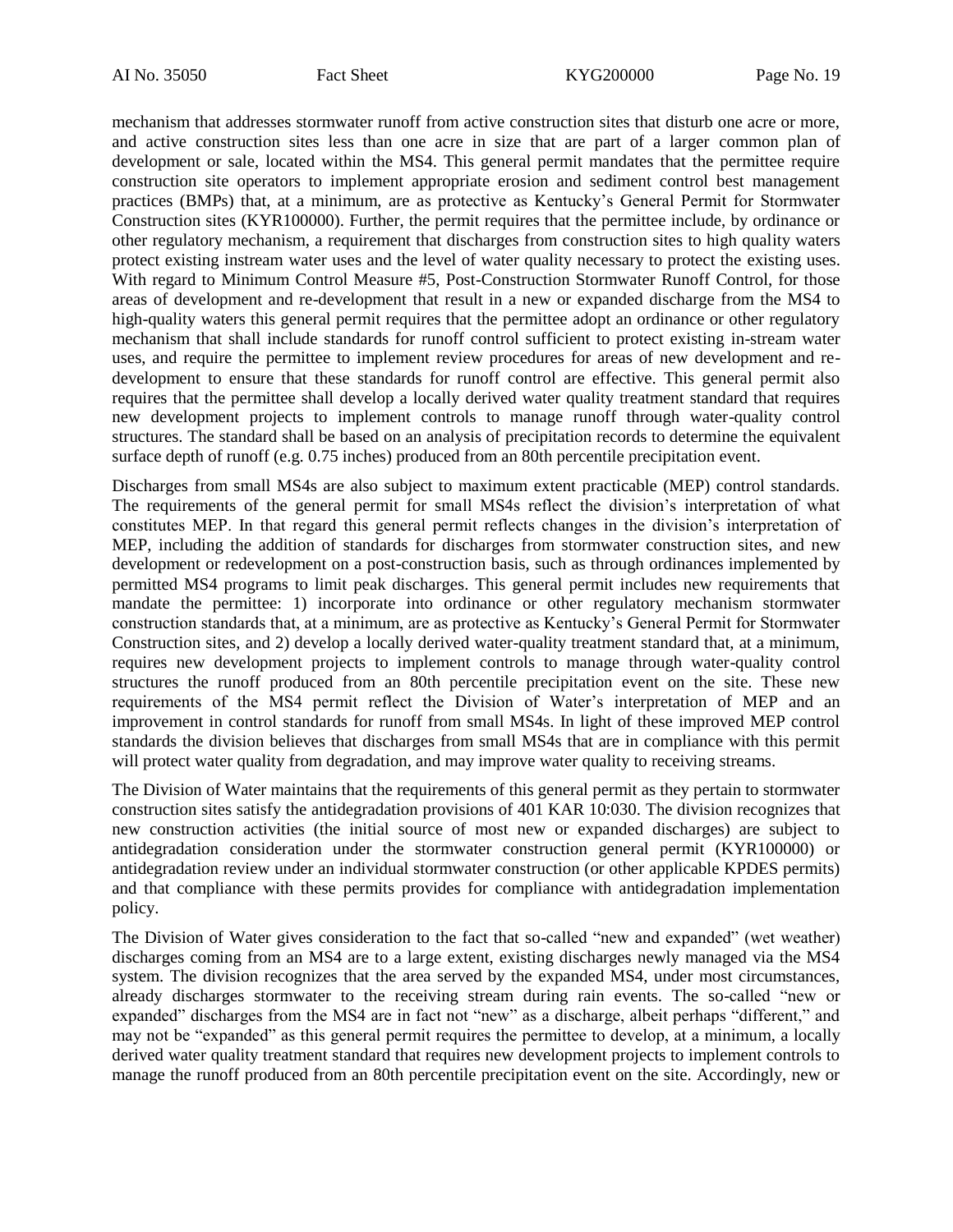mechanism that addresses stormwater runoff from active construction sites that disturb one acre or more, and active construction sites less than one acre in size that are part of a larger common plan of development or sale, located within the MS4. This general permit mandates that the permittee require construction site operators to implement appropriate erosion and sediment control best management practices (BMPs) that, at a minimum, are as protective as Kentucky's General Permit for Stormwater Construction sites (KYR100000). Further, the permit requires that the permittee include, by ordinance or other regulatory mechanism, a requirement that discharges from construction sites to high quality waters protect existing instream water uses and the level of water quality necessary to protect the existing uses. With regard to Minimum Control Measure #5, Post-Construction Stormwater Runoff Control, for those areas of development and re-development that result in a new or expanded discharge from the MS4 to high-quality waters this general permit requires that the permittee adopt an ordinance or other regulatory mechanism that shall include standards for runoff control sufficient to protect existing in-stream water uses, and require the permittee to implement review procedures for areas of new development and re-development to ensure that these standards for runoff control are effective. This general permit also requires that the permittee shall develop a locally derived water quality treatment standard that requires new development projects to implement controls to manage runoff through water-quality control structures. The standard shall be based on an analysis of precipitation records to determine the equivalent surface depth of runoff (e.g. 0.75 inches) produced from an 80th percentile precipitation event.

Discharges from small MS4s are also subject to maximum extent practicable (MEP) control standards. The requirements of the general permit for small MS4s reflect the division's interpretation of what constitutes MEP. In that regard this general permit reflects changes in the division's interpretation of MEP, including the addition of standards for discharges from stormwater construction sites, and new development or redevelopment on a post-construction basis, such as through ordinances implemented by permitted MS4 programs to limit peak discharges. This general permit includes new requirements that mandate the permittee: 1) incorporate into ordinance or other regulatory mechanism stormwater construction standards that, at a minimum, are as protective as Kentucky's General Permit for Stormwater Construction sites, and 2) develop a locally derived water-quality treatment standard that, at a minimum, requires new development projects to implement controls to manage through water-quality control structures the runoff produced from an 80th percentile precipitation event on the site. These new requirements of the MS4 permit reflect the Division of Water's interpretation of MEP and an improvement in control standards for runoff from small MS4s. In light of these improved MEP control standards the division believes that discharges from small MS4s that are in compliance with this permit will protect water quality from degradation, and may improve water quality to receiving streams.

The Division of Water maintains that the requirements of this general permit as they pertain to stormwater construction sites satisfy the antidegradation provisions of 401 KAR 10:030. The division recognizes that new construction activities (the initial source of most new or expanded discharges) are subject to antidegradation consideration under the stormwater construction general permit (KYR100000) or antidegradation review under an individual stormwater construction (or other applicable KPDES permits) and that compliance with these permits provides for compliance with antidegradation implementation policy.

The Division of Water gives consideration to the fact that so-called "new and expanded" (wet weather) discharges coming from an MS4 are to a large extent, existing discharges newly managed via the MS4 system. The division recognizes that the area served by the expanded MS4, under most circumstances, already discharges stormwater to the receiving stream during rain events. The so-called "new or expanded" discharges from the MS4 are in fact not "new" as a discharge, albeit perhaps "different," and may not be "expanded" as this general permit requires the permittee to develop, at a minimum, a locally derived water quality treatment standard that requires new development projects to implement controls to manage the runoff produced from an 80th percentile precipitation event on the site. Accordingly, new or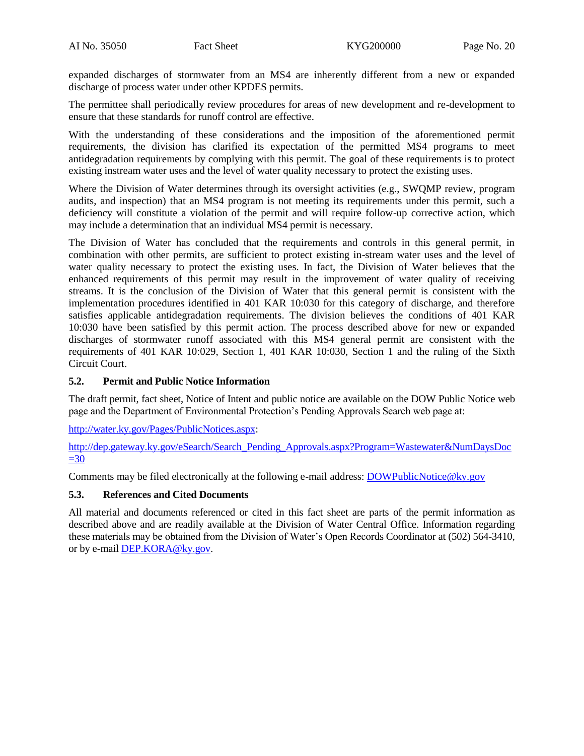expanded discharges of stormwater from an MS4 are inherently different from a new or expanded discharge of process water under other KPDES permits.

The permittee shall periodically review procedures for areas of new development and re-development to ensure that these standards for runoff control are effective.

With the understanding of these considerations and the imposition of the aforementioned permit requirements, the division has clarified its expectation of the permitted MS4 programs to meet antidegradation requirements by complying with this permit. The goal of these requirements is to protect existing instream water uses and the level of water quality necessary to protect the existing uses.

Where the Division of Water determines through its oversight activities (e.g., SWQMP review, program audits, and inspection) that an MS4 program is not meeting its requirements under this permit, such a deficiency will constitute a violation of the permit and will require follow-up corrective action, which may include a determination that an individual MS4 permit is necessary.

The Division of Water has concluded that the requirements and controls in this general permit, in combination with other permits, are sufficient to protect existing in-stream water uses and the level of water quality necessary to protect the existing uses. In fact, the Division of Water believes that the enhanced requirements of this permit may result in the improvement of water quality of receiving streams. It is the conclusion of the Division of Water that this general permit is consistent with the implementation procedures identified in 401 KAR 10:030 for this category of discharge, and therefore satisfies applicable antidegradation requirements. The division believes the conditions of 401 KAR 10:030 have been satisfied by this permit action. The process described above for new or expanded discharges of stormwater runoff associated with this MS4 general permit are consistent with the requirements of 401 KAR 10:029, Section 1, 401 KAR 10:030, Section 1 and the ruling of the Sixth Circuit Court.

### 5.2. Permit and Public Notice Information

The draft permit, fact sheet, Notice of Intent and public notice are available on the DOW Public Notice web page and the Department of Environmental Protection's Pending Approvals Search web page at:

http://water.ky.gov/Pages/PublicNotices.aspx:

http://dep.gateway.ky.gov/eSearch/Search_Pending_Approvals.aspx?Program=Wastewater&NumDaysDoc=30

Comments may be filed electronically at the following e-mail address: DOWPublicNotice@ky.gov

### 5.3. References and Cited Documents

All material and documents referenced or cited in this fact sheet are parts of the permit information as described above and are readily available at the Division of Water Central Office. Information regarding these materials may be obtained from the Division of Water's Open Records Coordinator at (502) 564-3410, or by e-mail DEP.KORA@ky.gov.